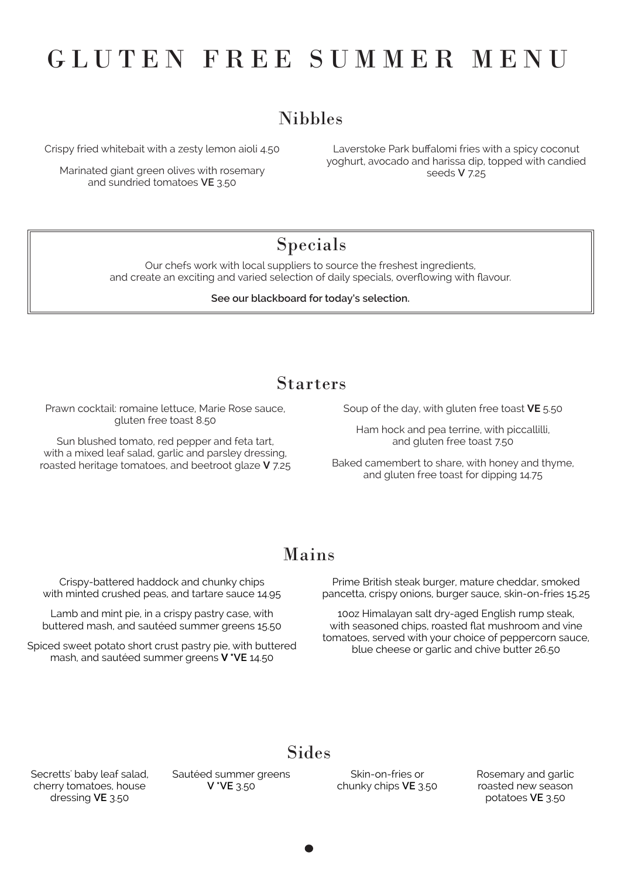# GLUTEN FREE SUMMER MENU

## Nibbles

Crispy fried whitebait with a zesty lemon aioli 4.50

Marinated giant green olives with rosemary and sundried tomatoes **VE** 3.50

Laverstoke Park buffalomi fries with a spicy coconut yoghurt, avocado and harissa dip, topped with candied seeds **V** 7.25

## Specials

Our chefs work with local suppliers to source the freshest ingredients, and create an exciting and varied selection of daily specials, overflowing with flavour.

**See our blackboard for today's selection.**

## Starters

Prawn cocktail: romaine lettuce, Marie Rose sauce, gluten free toast 8.50

Sun blushed tomato, red pepper and feta tart, with a mixed leaf salad, garlic and parsley dressing, roasted heritage tomatoes, and beetroot glaze **V** 7.25

Soup of the day, with gluten free toast **VE** 5.50

Ham hock and pea terrine, with piccallilli, and gluten free toast 7.50

Baked camembert to share, with honey and thyme, and gluten free toast for dipping 14.75

## Mains

Crispy-battered haddock and chunky chips with minted crushed peas, and tartare sauce 14.95

Lamb and mint pie, in a crispy pastry case, with buttered mash, and sautéed summer greens 15.50

Spiced sweet potato short crust pastry pie, with buttered mash, and sautéed summer greens **V *VE** 14.50

Prime British steak burger, mature cheddar, smoked pancetta, crispy onions, burger sauce, skin-on-fries 15.25

10oz Himalayan salt dry-aged English rump steak, with seasoned chips, roasted flat mushroom and vine tomatoes, served with your choice of peppercorn sauce, blue cheese or garlic and chive butter 26.50

## Sides

Secretts' baby leaf salad, cherry tomatoes, house dressing **VE** 3.50

Sautéed summer greens **V *VE** 3.50

Skin-on-fries or chunky chips **VE** 3.50

Rosemary and garlic roasted new season potatoes **VE** 3.50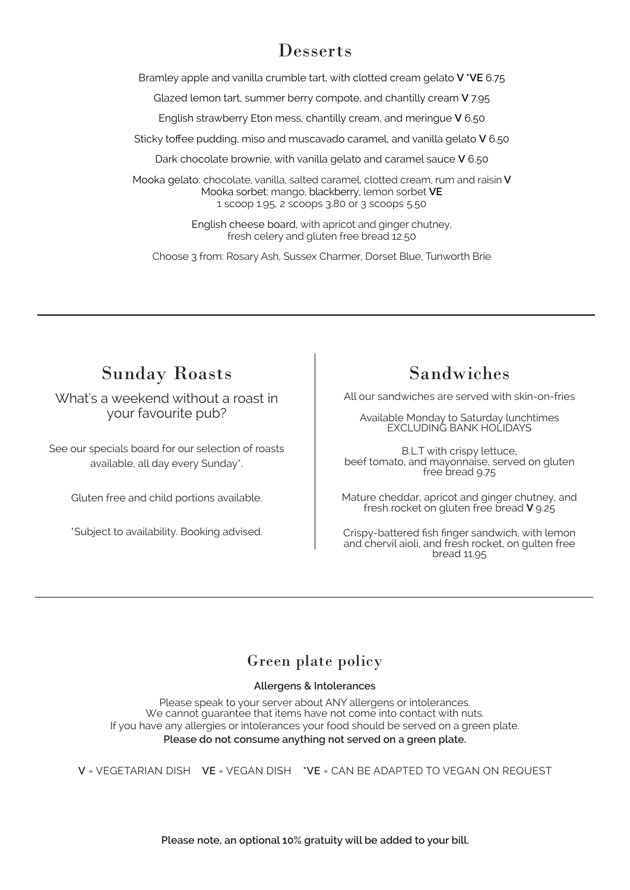# Desserts

Bramley apple and vanilla crumble tart, with clotted cream gelato **V *VE** 6.75

Glazed lemon tart, summer berry compote, and chantilly cream **V** 7.95

English strawberry Eton mess, chantilly cream, and meringue **V** 6.50

Sticky toffee pudding, miso and muscavado caramel, and vanilla gelato **V** 6.50

Dark chocolate brownie, with vanilla gelato and caramel sauce **V** 6.50

Mooka gelato: chocolate, vanilla, salted caramel, clotted cream, rum and raisin **V**
Mooka sorbet: mango, blackberry, lemon sorbet **VE**
1 scoop 1.95, 2 scoops 3.80 or 3 scoops 5.50

English cheese board, with apricot and ginger chutney, fresh celery and gluten free bread 12.50

Choose 3 from: Rosary Ash, Sussex Charmer, Dorset Blue, Tunworth Brie

---

# Sunday Roasts

What's a weekend without a roast in your favourite pub?

See our specials board for our selection of roasts available, all day every Sunday*.

Gluten free and child portions available.

*Subject to availability. Booking advised.

# Sandwiches

All our sandwiches are served with skin-on-fries

Available Monday to Saturday lunchtimes
EXCLUDING BANK HOLIDAYS

B.L.T with crispy lettuce, beef tomato, and mayonnaise, served on gluten free bread 9.75

Mature cheddar, apricot and ginger chutney, and fresh rocket on gluten free bread **V** 9.25

Crispy-battered fish finger sandwich, with lemon and chervil aioli, and fresh rocket, on gulten free bread 11.95

---

## Green plate policy

**Allergens & Intolerances**

Please speak to your server about ANY allergens or intolerances.
We cannot guarantee that items have not come into contact with nuts.
If you have any allergies or intolerances your food should be served on a green plate.
**Please do not consume anything not served on a green plate.**

**V** = VEGETARIAN DISH **VE** = VEGAN DISH ***VE** = CAN BE ADAPTED TO VEGAN ON REQUEST

**Please note, an optional 10% gratuity will be added to your bill.**